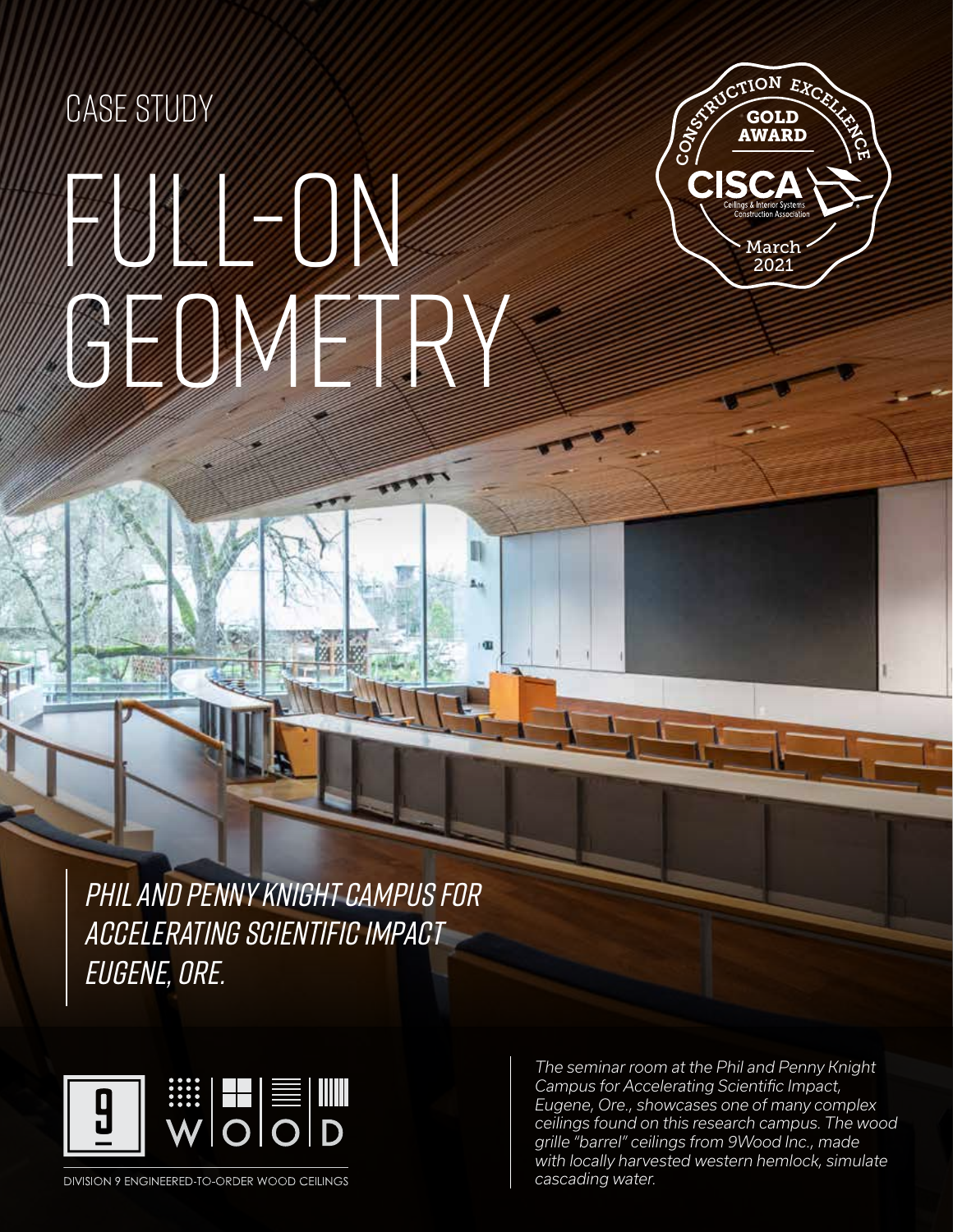CASE STUDY

# FULL-ON GEOMETRY

CONSTRUCTION EXCELLENCE
GOLD AWARD
CISCA
Ceilings & Interior Systems Construction Association
March 2021

*PHIL AND PENNY KNIGHT CAMPUS FOR ACCELERATING SCIENTIFIC IMPACT*
*EUGENE, ORE.*

9 WOOD

DIVISION 9 ENGINEERED-TO-ORDER WOOD CEILINGS

*The seminar room at the Phil and Penny Knight Campus for Accelerating Scientific Impact, Eugene, Ore., showcases one of many complex ceilings found on this research campus. The wood grille "barrel" ceilings from 9Wood Inc., made with locally harvested western hemlock, simulate cascading water.*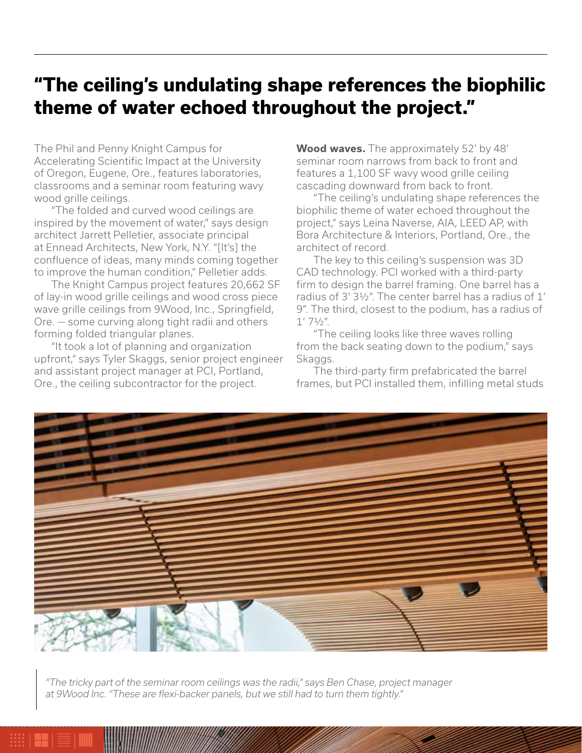## "The ceiling's undulating shape references the biophilic theme of water echoed throughout the project."

The Phil and Penny Knight Campus for Accelerating Scientific Impact at the University of Oregon, Eugene, Ore., features laboratories, classrooms and a seminar room featuring wavy wood grille ceilings.

"The folded and curved wood ceilings are inspired by the movement of water," says design architect Jarrett Pelletier, associate principal at Ennead Architects, New York, N.Y. "[It's] the confluence of ideas, many minds coming together to improve the human condition," Pelletier adds.

The Knight Campus project features 20,662 SF of lay-in wood grille ceilings and wood cross piece wave grille ceilings from 9Wood, Inc., Springfield, Ore. – some curving along tight radii and others forming folded triangular planes.

"It took a lot of planning and organization upfront," says Tyler Skaggs, senior project engineer and assistant project manager at PCI, Portland, Ore., the ceiling subcontractor for the project.

**Wood waves.** The approximately 52′ by 48′ seminar room narrows from back to front and features a 1,100 SF wavy wood grille ceiling cascading downward from back to front.

"The ceiling's undulating shape references the biophilic theme of water echoed throughout the project," says Leina Naverse, AIA, LEED AP, with Bora Architecture & Interiors, Portland, Ore., the architect of record.

The key to this ceiling's suspension was 3D CAD technology. PCI worked with a third-party firm to design the barrel framing. One barrel has a radius of 3′ 3½″. The center barrel has a radius of 1′ 9″. The third, closest to the podium, has a radius of 1′ 7½″.

"The ceiling looks like three waves rolling from the back seating down to the podium," says Skaggs.

The third-party firm prefabricated the barrel frames, but PCI installed them, infilling metal studs

*"The tricky part of the seminar room ceilings was the radii," says Ben Chase, project manager at 9Wood Inc. "These are flexi-backer panels, but we still had to turn them tightly."*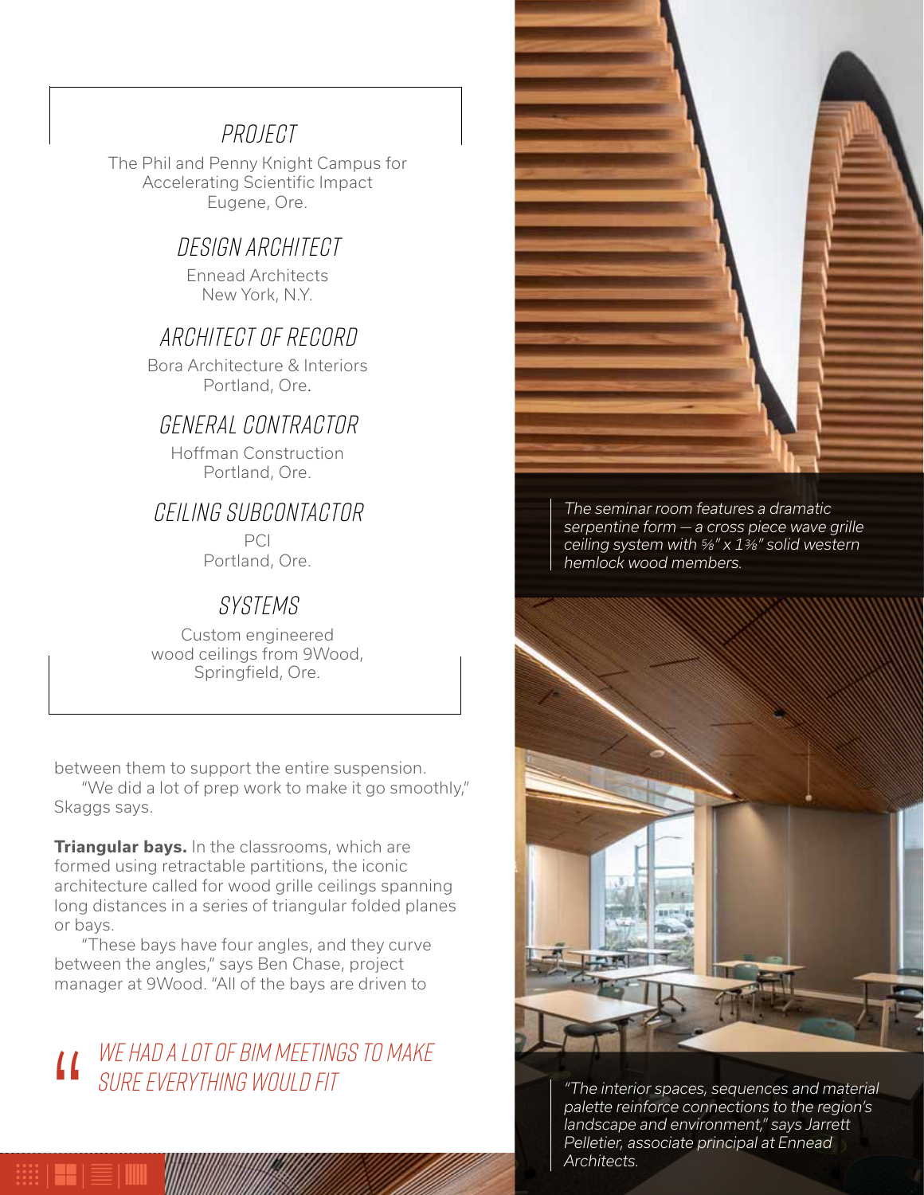### PROJECT

The Phil and Penny Knight Campus for Accelerating Scientific Impact
Eugene, Ore.

### DESIGN ARCHITECT

Ennead Architects
New York, N.Y.

### ARCHITECT OF RECORD

Bora Architecture & Interiors
Portland, Ore.

### GENERAL CONTRACTOR

Hoffman Construction
Portland, Ore.

### CEILING SUBCONTACTOR

PCI
Portland, Ore.

### SYSTEMS

Custom engineered wood ceilings from 9Wood, Springfield, Ore.

between them to support the entire suspension.

"We did a lot of prep work to make it go smoothly," Skaggs says.

**Triangular bays.** In the classrooms, which are formed using retractable partitions, the iconic architecture called for wood grille ceilings spanning long distances in a series of triangular folded planes or bays.

"These bays have four angles, and they curve between the angles," says Ben Chase, project manager at 9Wood. "All of the bays are driven to

> "WE HAD A LOT OF BIM MEETINGS TO MAKE SURE EVERYTHING WOULD FIT

*The seminar room features a dramatic serpentine form — a cross piece wave grille ceiling system with ⅝" x 1⅜" solid western hemlock wood members.*

*"The interior spaces, sequences and material palette reinforce connections to the region's landscape and environment," says Jarrett Pelletier, associate principal at Ennead Architects.*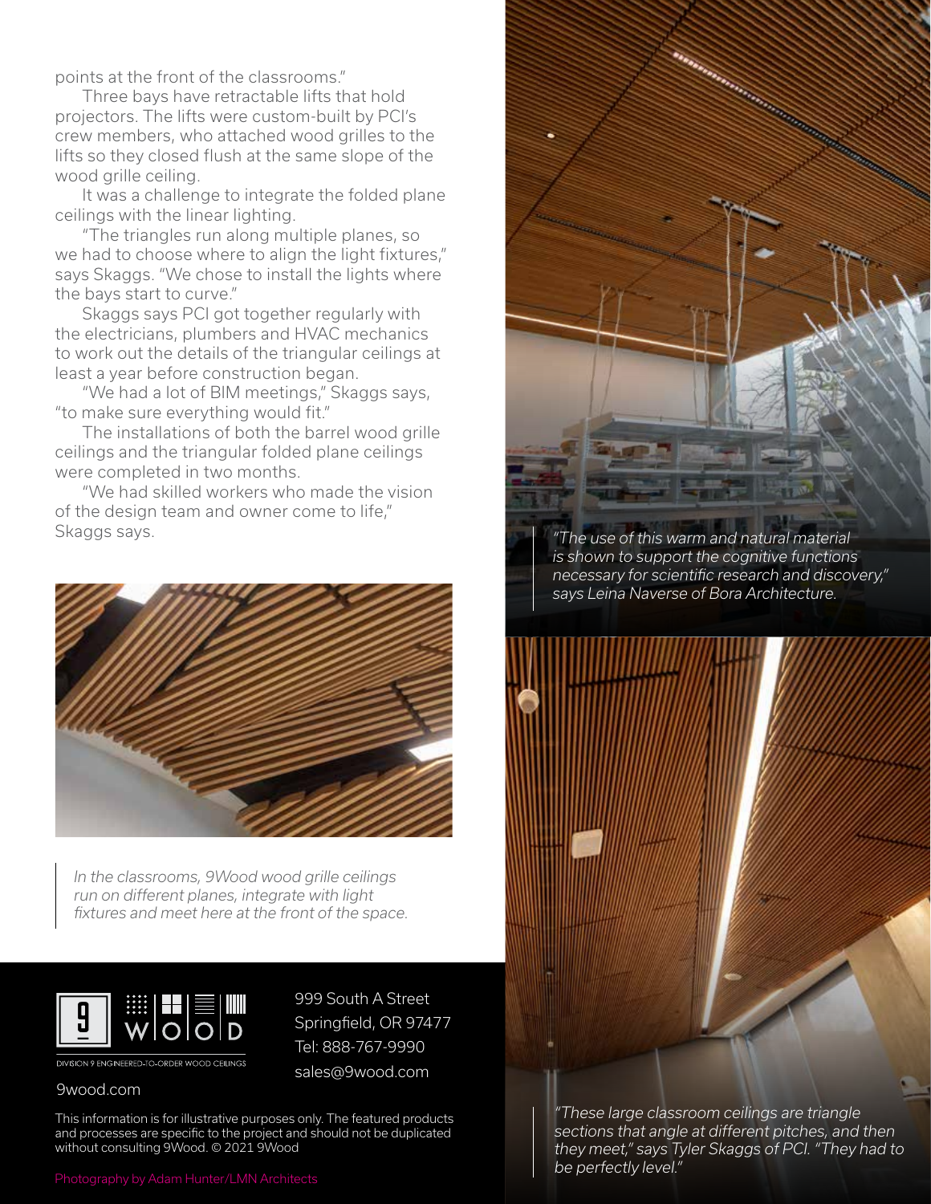points at the front of the classrooms."

Three bays have retractable lifts that hold projectors. The lifts were custom-built by PCI's crew members, who attached wood grilles to the lifts so they closed flush at the same slope of the wood grille ceiling.

It was a challenge to integrate the folded plane ceilings with the linear lighting.

"The triangles run along multiple planes, so we had to choose where to align the light fixtures," says Skaggs. "We chose to install the lights where the bays start to curve."

Skaggs says PCI got together regularly with the electricians, plumbers and HVAC mechanics to work out the details of the triangular ceilings at least a year before construction began.

"We had a lot of BIM meetings," Skaggs says, "to make sure everything would fit."

The installations of both the barrel wood grille ceilings and the triangular folded plane ceilings were completed in two months.

"We had skilled workers who made the vision of the design team and owner come to life," Skaggs says.

*In the classrooms, 9Wood wood grille ceilings run on different planes, integrate with light fixtures and meet here at the front of the space.*

*"The use of this warm and natural material is shown to support the cognitive functions necessary for scientific research and discovery," says Leina Naverse of Bora Architecture.*

*"These large classroom ceilings are triangle sections that angle at different pitches, and then they meet," says Tyler Skaggs of PCI. "They had to be perfectly level."*

9 WOOD

DIVISION 9 ENGINEERED-TO-ORDER WOOD CEILINGS

9wood.com

999 South A Street
Springfield, OR 97477
Tel: 888-767-9990
sales@9wood.com

This information is for illustrative purposes only. The featured products and processes are specific to the project and should not be duplicated without consulting 9Wood. © 2021 9Wood

Photography by Adam Hunter/LMN Architects